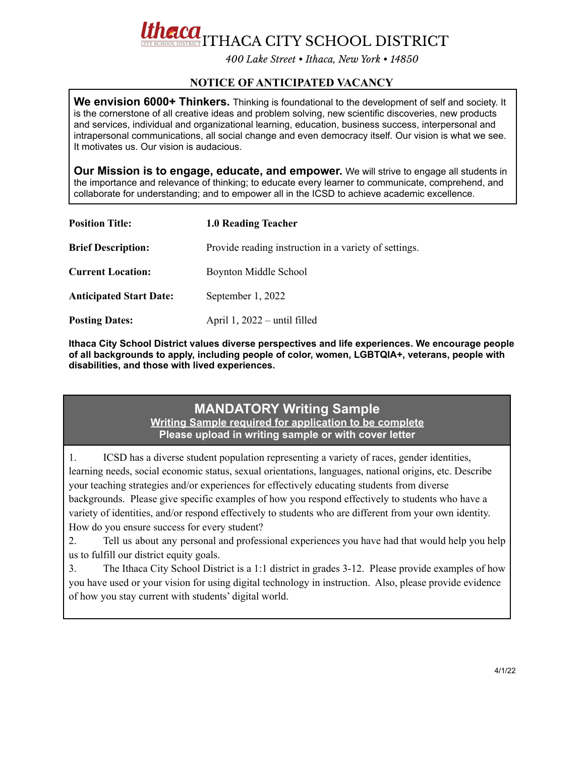# ITHACA CITY SCHOOL DISTRICT

*400 Lake Street • Ithaca, New York • 14850*

## NOTICE OF ANTICIPATED VACANCY

**We envision 6000+ Thinkers.** Thinking is foundational to the development of self and society. It is the cornerstone of all creative ideas and problem solving, new scientific discoveries, new products and services, individual and organizational learning, education, business success, interpersonal and intrapersonal communications, all social change and even democracy itself. Our vision is what we see. It motivates us. Our vision is audacious.

**Our Mission is to engage, educate, and empower.** We will strive to engage all students in the importance and relevance of thinking; to educate every learner to communicate, comprehend, and collaborate for understanding; and to empower all in the ICSD to achieve academic excellence.

| | |
|---|---|
| **Position Title:** | **1.0 Reading Teacher** |
| **Brief Description:** | Provide reading instruction in a variety of settings. |
| **Current Location:** | Boynton Middle School |
| **Anticipated Start Date:** | September 1, 2022 |
| **Posting Dates:** | April 1, 2022 – until filled |

**Ithaca City School District values diverse perspectives and life experiences. We encourage people of all backgrounds to apply, including people of color, women, LGBTQIA+, veterans, people with disabilities, and those with lived experiences.**

### MANDATORY Writing Sample

**Writing Sample required for application to be complete**

**Please upload in writing sample or with cover letter**

1. ICSD has a diverse student population representing a variety of races, gender identities, learning needs, social economic status, sexual orientations, languages, national origins, etc. Describe your teaching strategies and/or experiences for effectively educating students from diverse backgrounds. Please give specific examples of how you respond effectively to students who have a variety of identities, and/or respond effectively to students who are different from your own identity. How do you ensure success for every student?
2. Tell us about any personal and professional experiences you have had that would help you help us to fulfill our district equity goals.
3. The Ithaca City School District is a 1:1 district in grades 3-12. Please provide examples of how you have used or your vision for using digital technology in instruction. Also, please provide evidence of how you stay current with students' digital world.

4/1/22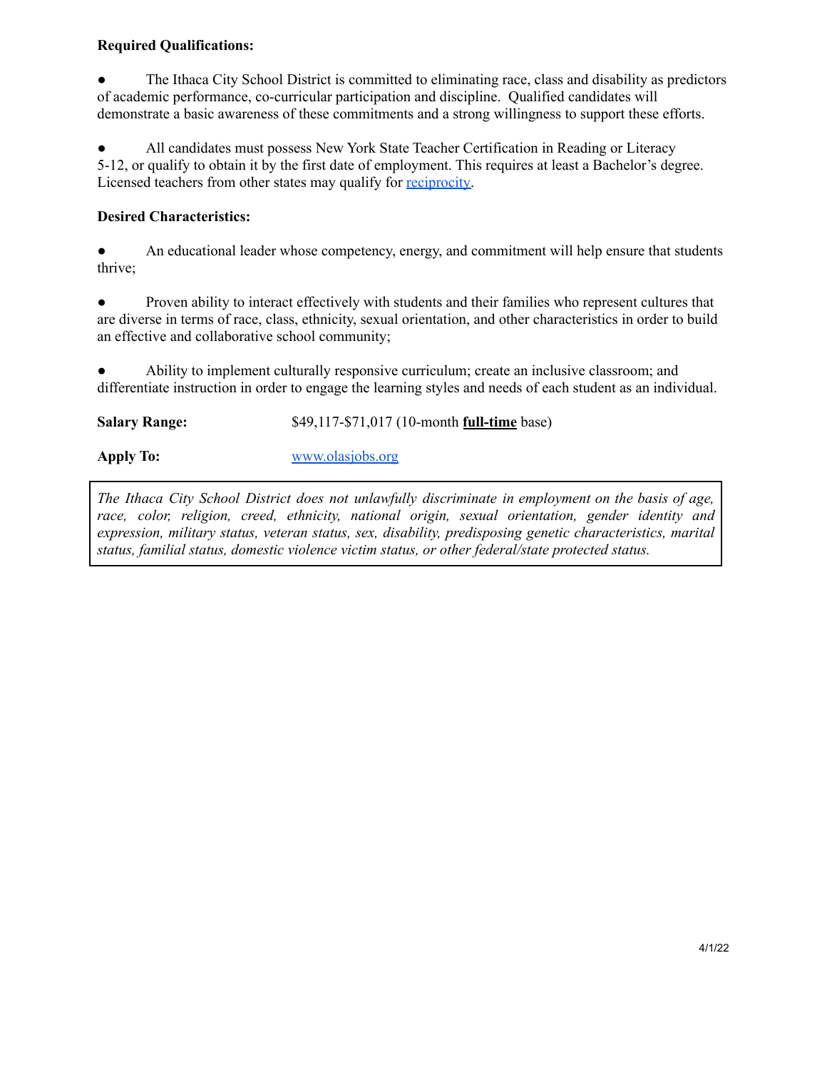**Required Qualifications:**

- The Ithaca City School District is committed to eliminating race, class and disability as predictors of academic performance, co-curricular participation and discipline. Qualified candidates will demonstrate a basic awareness of these commitments and a strong willingness to support these efforts.

- All candidates must possess New York State Teacher Certification in Reading or Literacy 5-12, or qualify to obtain it by the first date of employment. This requires at least a Bachelor's degree. Licensed teachers from other states may qualify for reciprocity.

**Desired Characteristics:**

- An educational leader whose competency, energy, and commitment will help ensure that students thrive;

- Proven ability to interact effectively with students and their families who represent cultures that are diverse in terms of race, class, ethnicity, sexual orientation, and other characteristics in order to build an effective and collaborative school community;

- Ability to implement culturally responsive curriculum; create an inclusive classroom; and differentiate instruction in order to engage the learning styles and needs of each student as an individual.

**Salary Range:** $49,117-$71,017 (10-month **full-time** base)

**Apply To:** www.olasjobs.org

*The Ithaca City School District does not unlawfully discriminate in employment on the basis of age, race, color, religion, creed, ethnicity, national origin, sexual orientation, gender identity and expression, military status, veteran status, sex, disability, predisposing genetic characteristics, marital status, familial status, domestic violence victim status, or other federal/state protected status.*

4/1/22